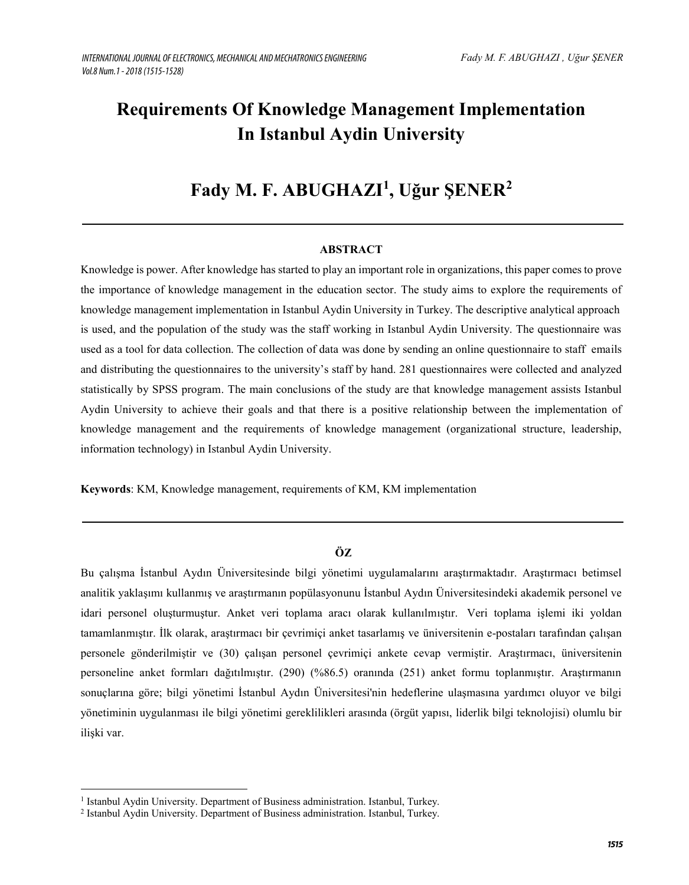# Requirements Of Knowledge Management Implementation In Istanbul Aydin University

## Fady M. F. ABUGHAZI[1], Uğur ŞENER[2]

---

### ABSTRACT

Knowledge is power. After knowledge has started to play an important role in organizations, this paper comes to prove the importance of knowledge management in the education sector. The study aims to explore the requirements of knowledge management implementation in Istanbul Aydin University in Turkey. The descriptive analytical approach is used, and the population of the study was the staff working in Istanbul Aydin University. The questionnaire was used as a tool for data collection. The collection of data was done by sending an online questionnaire to staff emails and distributing the questionnaires to the university's staff by hand. 281 questionnaires were collected and analyzed statistically by SPSS program. The main conclusions of the study are that knowledge management assists Istanbul Aydin University to achieve their goals and that there is a positive relationship between the implementation of knowledge management and the requirements of knowledge management (organizational structure, leadership, information technology) in Istanbul Aydin University.

**Keywords**: KM, Knowledge management, requirements of KM, KM implementation

---

### ÖZ

Bu çalışma İstanbul Aydın Üniversitesinde bilgi yönetimi uygulamalarını araştırmaktadır. Araştırmacı betimsel analitik yaklaşımı kullanmış ve araştırmanın popülasyonunu İstanbul Aydın Üniversitesindeki akademik personel ve idari personel oluşturmuştur. Anket veri toplama aracı olarak kullanılmıştır. Veri toplama işlemi iki yoldan tamamlanmıştır. İlk olarak, araştırmacı bir çevrimiçi anket tasarlamış ve üniversitenin e-postaları tarafından çalışan personele gönderilmiştir ve (30) çalışan personel çevrimiçi ankete cevap vermiştir. Araştırmacı, üniversitenin personeline anket formları dağıtılmıştır. (290) (%86.5) oranında (251) anket formu toplanmıştır. Araştırmanın sonuçlarına göre; bilgi yönetimi İstanbul Aydın Üniversitesi'nin hedeflerine ulaşmasına yardımcı oluyor ve bilgi yönetiminin uygulanması ile bilgi yönetimi gereklilikleri arasında (örgüt yapısı, liderlik bilgi teknolojisi) olumlu bir ilişki var.

---

[1] Istanbul Aydin University. Department of Business administration. Istanbul, Turkey.

[2] Istanbul Aydin University. Department of Business administration. Istanbul, Turkey.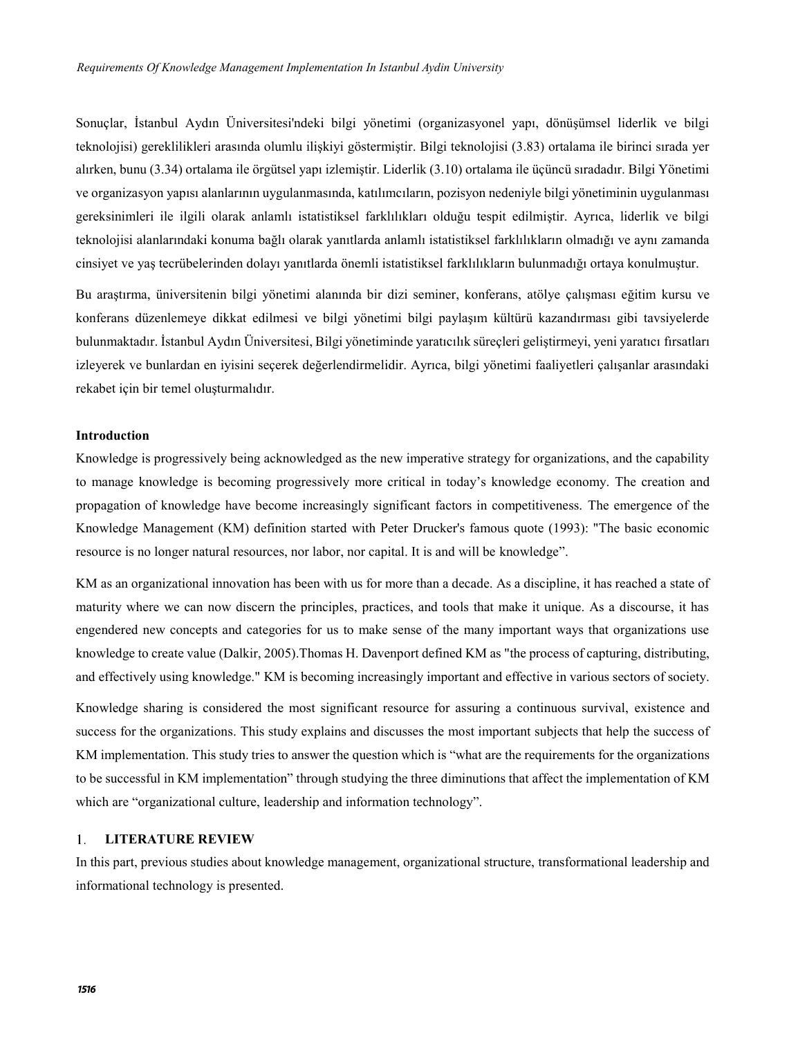Sonuçlar, İstanbul Aydın Üniversitesi'ndeki bilgi yönetimi (organizasyonel yapı, dönüşümsel liderlik ve bilgi teknolojisi) gereklilikleri arasında olumlu ilişkiyi göstermiştir. Bilgi teknolojisi (3.83) ortalama ile birinci sırada yer alırken, bunu (3.34) ortalama ile örgütsel yapı izlemiştir. Liderlik (3.10) ortalama ile üçüncü sıradadır. Bilgi Yönetimi ve organizasyon yapısı alanlarının uygulanmasında, katılımcıların, pozisyon nedeniyle bilgi yönetiminin uygulanması gereksinimleri ile ilgili olarak anlamlı istatistiksel farklılıkları olduğu tespit edilmiştir. Ayrıca, liderlik ve bilgi teknolojisi alanlarındaki konuma bağlı olarak yanıtlarda anlamlı istatistiksel farklılıkların olmadığı ve aynı zamanda cinsiyet ve yaş tecrübelerinden dolayı yanıtlarda önemli istatistiksel farklılıkların bulunmadığı ortaya konulmuştur.

Bu araştırma, üniversitenin bilgi yönetimi alanında bir dizi seminer, konferans, atölye çalışması eğitim kursu ve konferans düzenlemeye dikkat edilmesi ve bilgi yönetimi bilgi paylaşım kültürü kazandırması gibi tavsiyelerde bulunmaktadır. İstanbul Aydın Üniversitesi, Bilgi yönetiminde yaratıcılık süreçleri geliştirmeyi, yeni yaratıcı fırsatları izleyerek ve bunlardan en iyisini seçerek değerlendirmelidir. Ayrıca, bilgi yönetimi faaliyetleri çalışanlar arasındaki rekabet için bir temel oluşturmalıdır.

**Introduction**

Knowledge is progressively being acknowledged as the new imperative strategy for organizations, and the capability to manage knowledge is becoming progressively more critical in today's knowledge economy. The creation and propagation of knowledge have become increasingly significant factors in competitiveness. The emergence of the Knowledge Management (KM) definition started with Peter Drucker's famous quote (1993): "The basic economic resource is no longer natural resources, nor labor, nor capital. It is and will be knowledge".

KM as an organizational innovation has been with us for more than a decade. As a discipline, it has reached a state of maturity where we can now discern the principles, practices, and tools that make it unique. As a discourse, it has engendered new concepts and categories for us to make sense of the many important ways that organizations use knowledge to create value (Dalkir, 2005).Thomas H. Davenport defined KM as "the process of capturing, distributing, and effectively using knowledge." KM is becoming increasingly important and effective in various sectors of society.

Knowledge sharing is considered the most significant resource for assuring a continuous survival, existence and success for the organizations. This study explains and discusses the most important subjects that help the success of KM implementation. This study tries to answer the question which is "what are the requirements for the organizations to be successful in KM implementation" through studying the three diminutions that affect the implementation of KM which are "organizational culture, leadership and information technology".

## 1. LITERATURE REVIEW

In this part, previous studies about knowledge management, organizational structure, transformational leadership and informational technology is presented.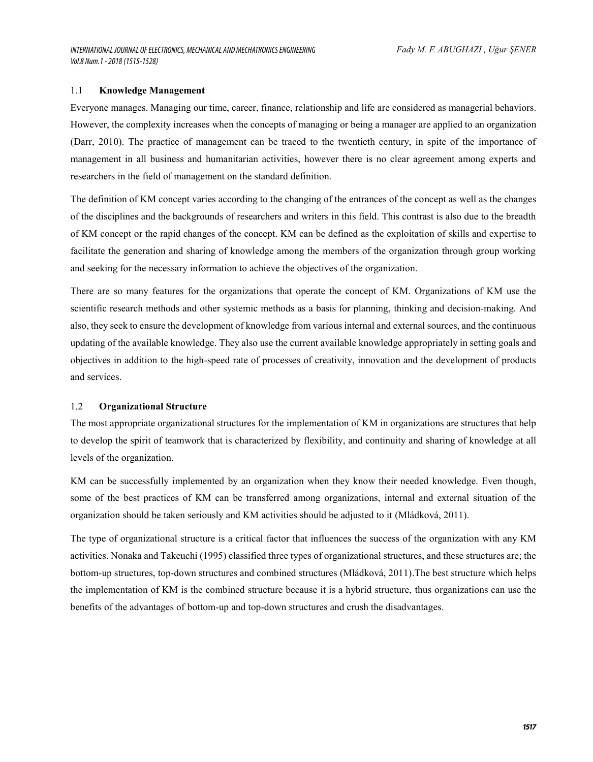### 1.1 Knowledge Management

Everyone manages. Managing our time, career, finance, relationship and life are considered as managerial behaviors. However, the complexity increases when the concepts of managing or being a manager are applied to an organization (Darr, 2010). The practice of management can be traced to the twentieth century, in spite of the importance of management in all business and humanitarian activities, however there is no clear agreement among experts and researchers in the field of management on the standard definition.

The definition of KM concept varies according to the changing of the entrances of the concept as well as the changes of the disciplines and the backgrounds of researchers and writers in this field. This contrast is also due to the breadth of KM concept or the rapid changes of the concept. KM can be defined as the exploitation of skills and expertise to facilitate the generation and sharing of knowledge among the members of the organization through group working and seeking for the necessary information to achieve the objectives of the organization.

There are so many features for the organizations that operate the concept of KM. Organizations of KM use the scientific research methods and other systemic methods as a basis for planning, thinking and decision-making. And also, they seek to ensure the development of knowledge from various internal and external sources, and the continuous updating of the available knowledge. They also use the current available knowledge appropriately in setting goals and objectives in addition to the high-speed rate of processes of creativity, innovation and the development of products and services.

### 1.2 Organizational Structure

The most appropriate organizational structures for the implementation of KM in organizations are structures that help to develop the spirit of teamwork that is characterized by flexibility, and continuity and sharing of knowledge at all levels of the organization.

KM can be successfully implemented by an organization when they know their needed knowledge. Even though, some of the best practices of KM can be transferred among organizations, internal and external situation of the organization should be taken seriously and KM activities should be adjusted to it (Mládková, 2011).

The type of organizational structure is a critical factor that influences the success of the organization with any KM activities. Nonaka and Takeuchi (1995) classified three types of organizational structures, and these structures are; the bottom-up structures, top-down structures and combined structures (Mládková, 2011).The best structure which helps the implementation of KM is the combined structure because it is a hybrid structure, thus organizations can use the benefits of the advantages of bottom-up and top-down structures and crush the disadvantages.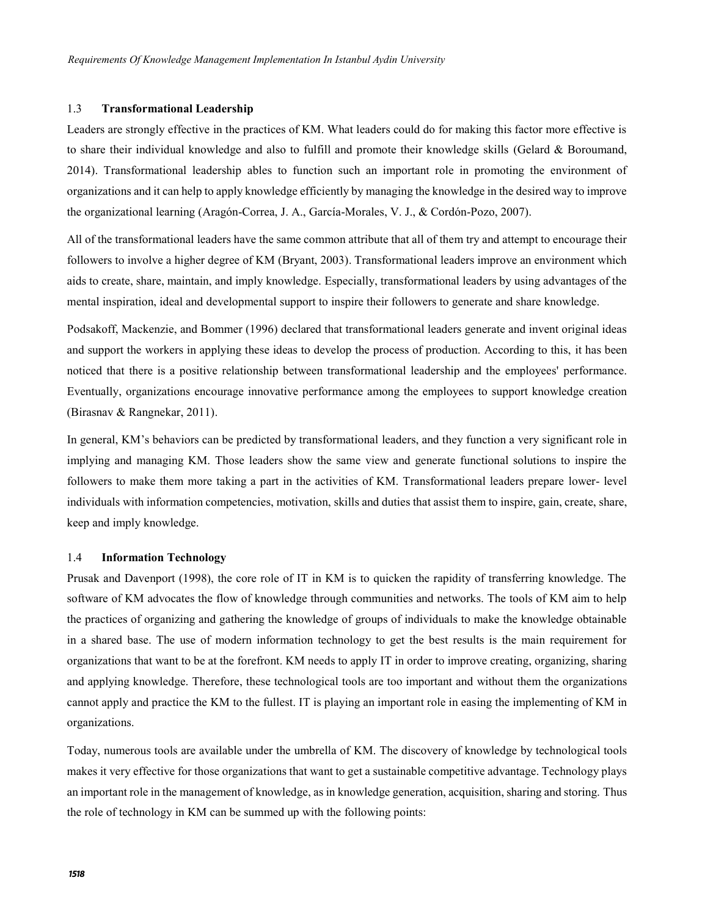### 1.3 **Transformational Leadership**

Leaders are strongly effective in the practices of KM. What leaders could do for making this factor more effective is to share their individual knowledge and also to fulfill and promote their knowledge skills (Gelard & Boroumand, 2014). Transformational leadership ables to function such an important role in promoting the environment of organizations and it can help to apply knowledge efficiently by managing the knowledge in the desired way to improve the organizational learning (Aragón-Correa, J. A., García-Morales, V. J., & Cordón-Pozo, 2007).

All of the transformational leaders have the same common attribute that all of them try and attempt to encourage their followers to involve a higher degree of KM (Bryant, 2003). Transformational leaders improve an environment which aids to create, share, maintain, and imply knowledge. Especially, transformational leaders by using advantages of the mental inspiration, ideal and developmental support to inspire their followers to generate and share knowledge.

Podsakoff, Mackenzie, and Bommer (1996) declared that transformational leaders generate and invent original ideas and support the workers in applying these ideas to develop the process of production. According to this, it has been noticed that there is a positive relationship between transformational leadership and the employees' performance. Eventually, organizations encourage innovative performance among the employees to support knowledge creation (Birasnav & Rangnekar, 2011).

In general, KM's behaviors can be predicted by transformational leaders, and they function a very significant role in implying and managing KM. Those leaders show the same view and generate functional solutions to inspire the followers to make them more taking a part in the activities of KM. Transformational leaders prepare lower- level individuals with information competencies, motivation, skills and duties that assist them to inspire, gain, create, share, keep and imply knowledge.

### 1.4 **Information Technology**

Prusak and Davenport (1998), the core role of IT in KM is to quicken the rapidity of transferring knowledge. The software of KM advocates the flow of knowledge through communities and networks. The tools of KM aim to help the practices of organizing and gathering the knowledge of groups of individuals to make the knowledge obtainable in a shared base. The use of modern information technology to get the best results is the main requirement for organizations that want to be at the forefront. KM needs to apply IT in order to improve creating, organizing, sharing and applying knowledge. Therefore, these technological tools are too important and without them the organizations cannot apply and practice the KM to the fullest. IT is playing an important role in easing the implementing of KM in organizations.

Today, numerous tools are available under the umbrella of KM. The discovery of knowledge by technological tools makes it very effective for those organizations that want to get a sustainable competitive advantage. Technology plays an important role in the management of knowledge, as in knowledge generation, acquisition, sharing and storing. Thus the role of technology in KM can be summed up with the following points: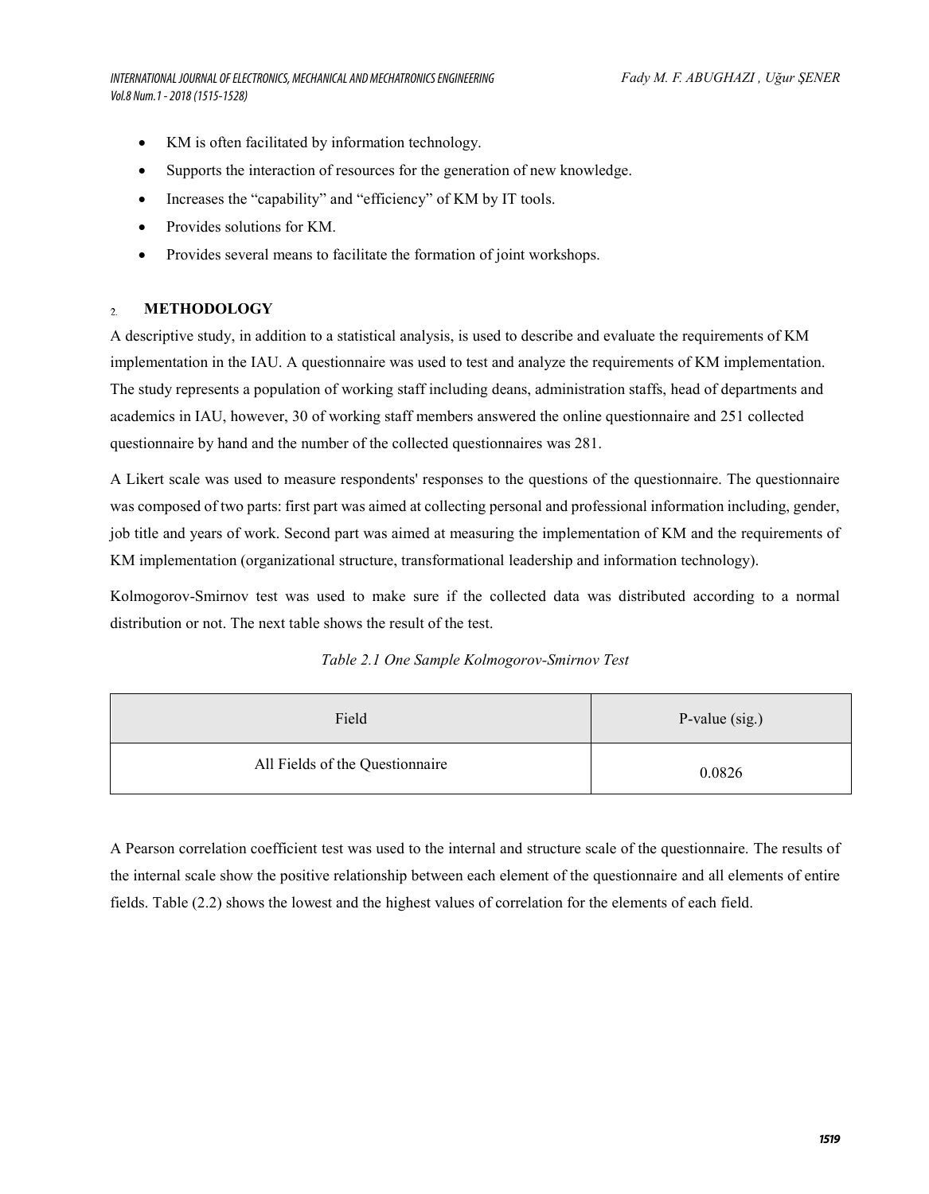- KM is often facilitated by information technology.
- Supports the interaction of resources for the generation of new knowledge.
- Increases the "capability" and "efficiency" of KM by IT tools.
- Provides solutions for KM.
- Provides several means to facilitate the formation of joint workshops.

## 2. METHODOLOGY

A descriptive study, in addition to a statistical analysis, is used to describe and evaluate the requirements of KM implementation in the IAU. A questionnaire was used to test and analyze the requirements of KM implementation. The study represents a population of working staff including deans, administration staffs, head of departments and academics in IAU, however, 30 of working staff members answered the online questionnaire and 251 collected questionnaire by hand and the number of the collected questionnaires was 281.

A Likert scale was used to measure respondents' responses to the questions of the questionnaire. The questionnaire was composed of two parts: first part was aimed at collecting personal and professional information including, gender, job title and years of work. Second part was aimed at measuring the implementation of KM and the requirements of KM implementation (organizational structure, transformational leadership and information technology).

Kolmogorov-Smirnov test was used to make sure if the collected data was distributed according to a normal distribution or not. The next table shows the result of the test.

*Table 2.1 One Sample Kolmogorov-Smirnov Test*

| Field | P-value (sig.) |
|---|---|
| All Fields of the Questionnaire | 0.0826 |

A Pearson correlation coefficient test was used to the internal and structure scale of the questionnaire. The results of the internal scale show the positive relationship between each element of the questionnaire and all elements of entire fields. Table (2.2) shows the lowest and the highest values of correlation for the elements of each field.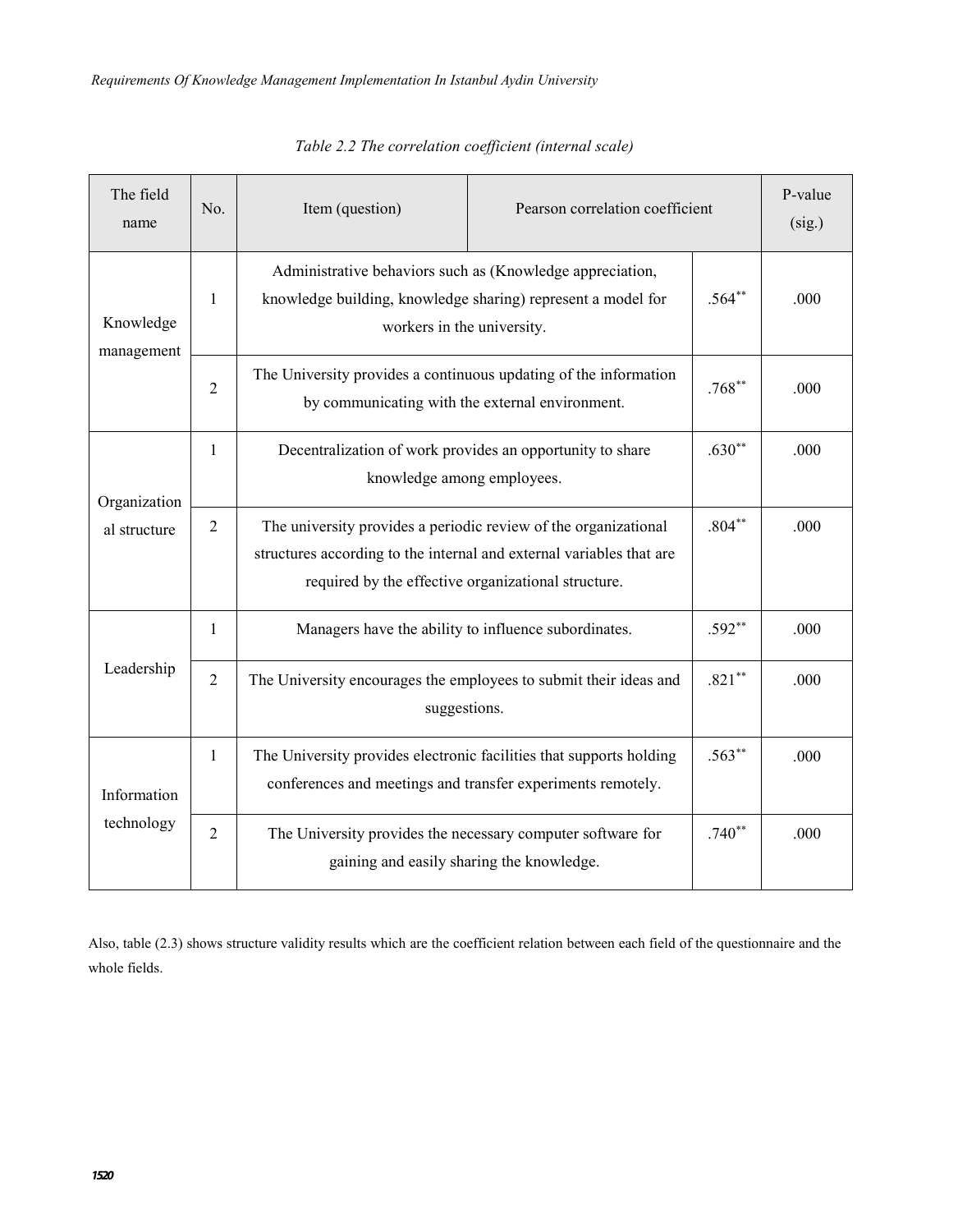*Table 2.2 The correlation coefficient (internal scale)*

| The field name | No. | Item (question) | Pearson correlation coefficient | P-value (sig.) |
|---|---|---|---|---|
| Knowledge management | 1 | Administrative behaviors such as (Knowledge appreciation, knowledge building, knowledge sharing) represent a model for workers in the university. | .564** | .000 |
| | 2 | The University provides a continuous updating of the information by communicating with the external environment. | .768** | .000 |
| Organizational structure | 1 | Decentralization of work provides an opportunity to share knowledge among employees. | .630** | .000 |
| | 2 | The university provides a periodic review of the organizational structures according to the internal and external variables that are required by the effective organizational structure. | .804** | .000 |
| Leadership | 1 | Managers have the ability to influence subordinates. | .592** | .000 |
| | 2 | The University encourages the employees to submit their ideas and suggestions. | .821** | .000 |
| Information technology | 1 | The University provides electronic facilities that supports holding conferences and meetings and transfer experiments remotely. | .563** | .000 |
| | 2 | The University provides the necessary computer software for gaining and easily sharing the knowledge. | .740** | .000 |

Also, table (2.3) shows structure validity results which are the coefficient relation between each field of the questionnaire and the whole fields.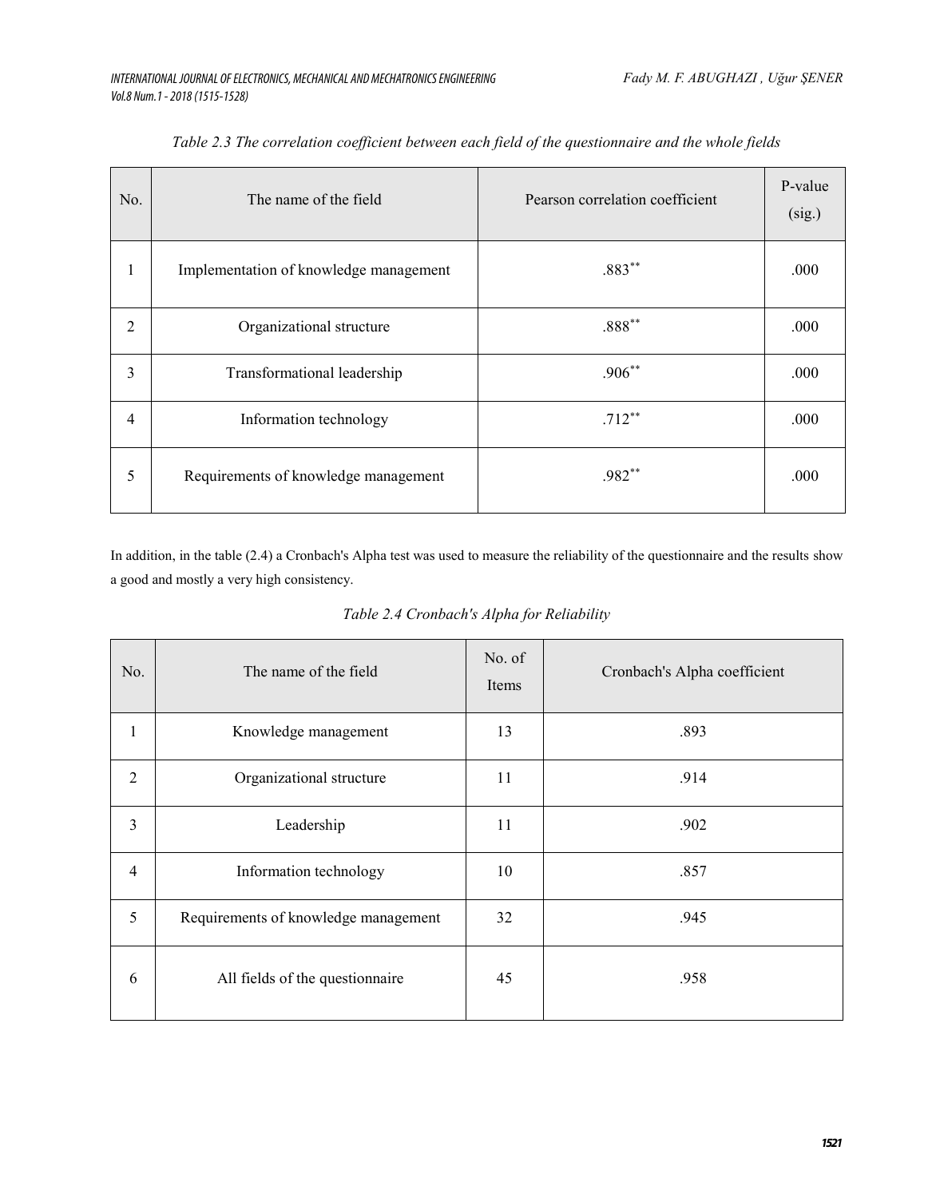*Table 2.3 The correlation coefficient between each field of the questionnaire and the whole fields*

| No. | The name of the field | Pearson correlation coefficient | P-value (sig.) |
|---|---|---|---|
| 1 | Implementation of knowledge management | .883** | .000 |
| 2 | Organizational structure | .888** | .000 |
| 3 | Transformational leadership | .906** | .000 |
| 4 | Information technology | .712** | .000 |
| 5 | Requirements of knowledge management | .982** | .000 |

In addition, in the table (2.4) a Cronbach's Alpha test was used to measure the reliability of the questionnaire and the results show a good and mostly a very high consistency.

*Table 2.4 Cronbach's Alpha for Reliability*

| No. | The name of the field | No. of Items | Cronbach's Alpha coefficient |
|---|---|---|---|
| 1 | Knowledge management | 13 | .893 |
| 2 | Organizational structure | 11 | .914 |
| 3 | Leadership | 11 | .902 |
| 4 | Information technology | 10 | .857 |
| 5 | Requirements of knowledge management | 32 | .945 |
| 6 | All fields of the questionnaire | 45 | .958 |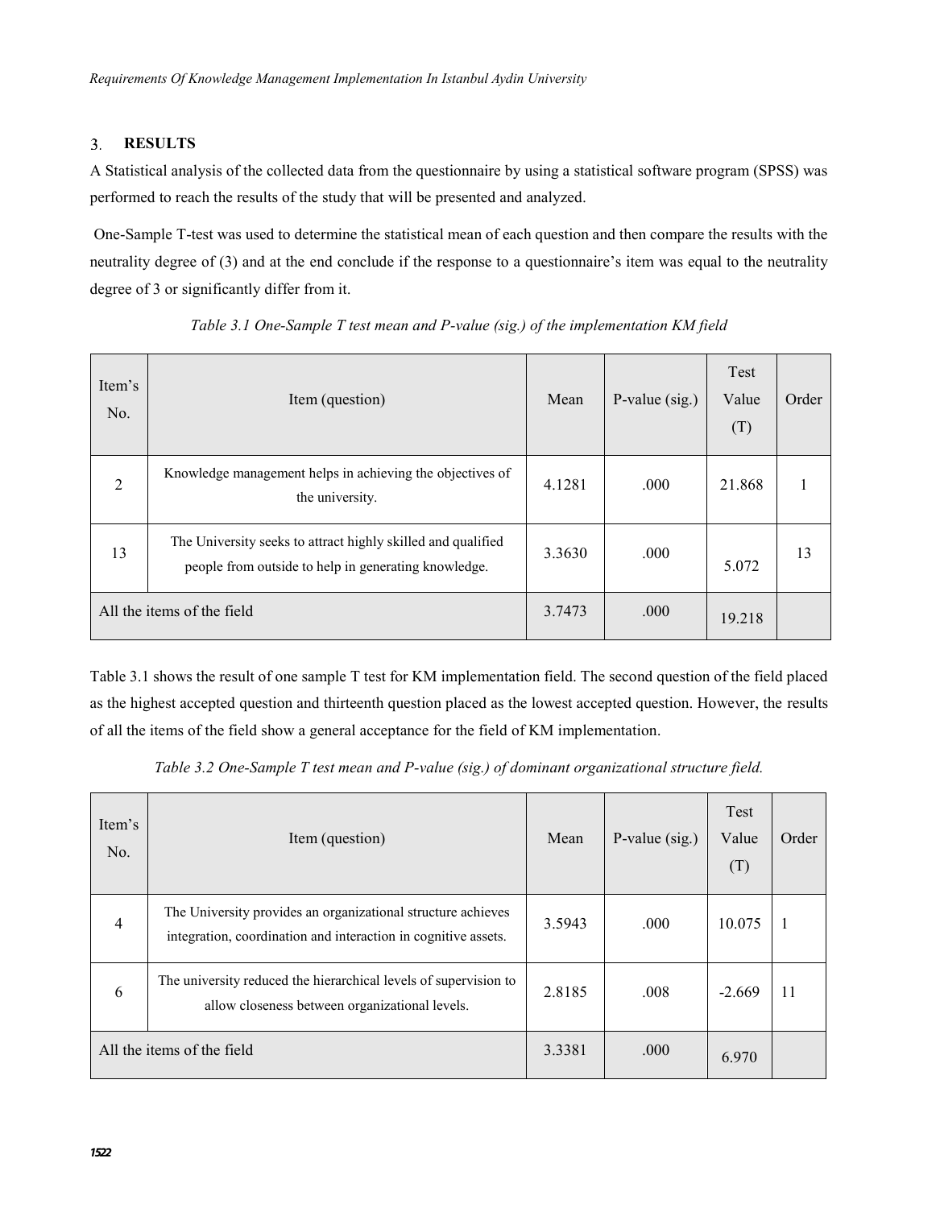## 3. RESULTS

A Statistical analysis of the collected data from the questionnaire by using a statistical software program (SPSS) was performed to reach the results of the study that will be presented and analyzed.

One-Sample T-test was used to determine the statistical mean of each question and then compare the results with the neutrality degree of (3) and at the end conclude if the response to a questionnaire's item was equal to the neutrality degree of 3 or significantly differ from it.

*Table 3.1 One-Sample T test mean and P-value (sig.) of the implementation KM field*

| Item's No. | Item (question) | Mean | P-value (sig.) | Test Value (T) | Order |
|---|---|---|---|---|---|
| 2 | Knowledge management helps in achieving the objectives of the university. | 4.1281 | .000 | 21.868 | 1 |
| 13 | The University seeks to attract highly skilled and qualified people from outside to help in generating knowledge. | 3.3630 | .000 | 5.072 | 13 |
| All the items of the field | | 3.7473 | .000 | 19.218 | |

Table 3.1 shows the result of one sample T test for KM implementation field. The second question of the field placed as the highest accepted question and thirteenth question placed as the lowest accepted question. However, the results of all the items of the field show a general acceptance for the field of KM implementation.

*Table 3.2 One-Sample T test mean and P-value (sig.) of dominant organizational structure field.*

| Item's No. | Item (question) | Mean | P-value (sig.) | Test Value (T) | Order |
|---|---|---|---|---|---|
| 4 | The University provides an organizational structure achieves integration, coordination and interaction in cognitive assets. | 3.5943 | .000 | 10.075 | 1 |
| 6 | The university reduced the hierarchical levels of supervision to allow closeness between organizational levels. | 2.8185 | .008 | -2.669 | 11 |
| All the items of the field | | 3.3381 | .000 | 6.970 | |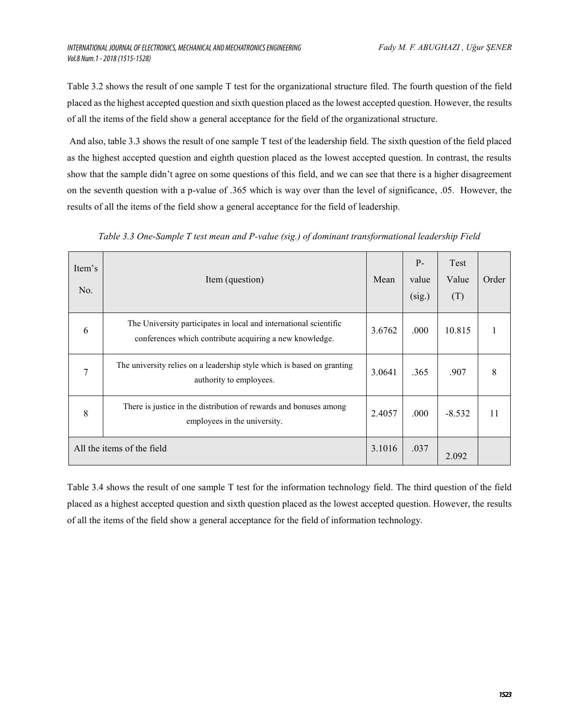Table 3.2 shows the result of one sample T test for the organizational structure filed. The fourth question of the field placed as the highest accepted question and sixth question placed as the lowest accepted question. However, the results of all the items of the field show a general acceptance for the field of the organizational structure.

And also, table 3.3 shows the result of one sample T test of the leadership field. The sixth question of the field placed as the highest accepted question and eighth question placed as the lowest accepted question. In contrast, the results show that the sample didn't agree on some questions of this field, and we can see that there is a higher disagreement on the seventh question with a p-value of .365 which is way over than the level of significance, .05. However, the results of all the items of the field show a general acceptance for the field of leadership.

*Table 3.3 One-Sample T test mean and P-value (sig.) of dominant transformational leadership Field*

| Item's No. | Item (question) | Mean | P-value (sig.) | Test Value (T) | Order |
|---|---|---|---|---|---|
| 6 | The University participates in local and international scientific conferences which contribute acquiring a new knowledge. | 3.6762 | .000 | 10.815 | 1 |
| 7 | The university relies on a leadership style which is based on granting authority to employees. | 3.0641 | .365 | .907 | 8 |
| 8 | There is justice in the distribution of rewards and bonuses among employees in the university. | 2.4057 | .000 | -8.532 | 11 |
| All the items of the field | | 3.1016 | .037 | 2.092 | |

Table 3.4 shows the result of one sample T test for the information technology field. The third question of the field placed as a highest accepted question and sixth question placed as the lowest accepted question. However, the results of all the items of the field show a general acceptance for the field of information technology.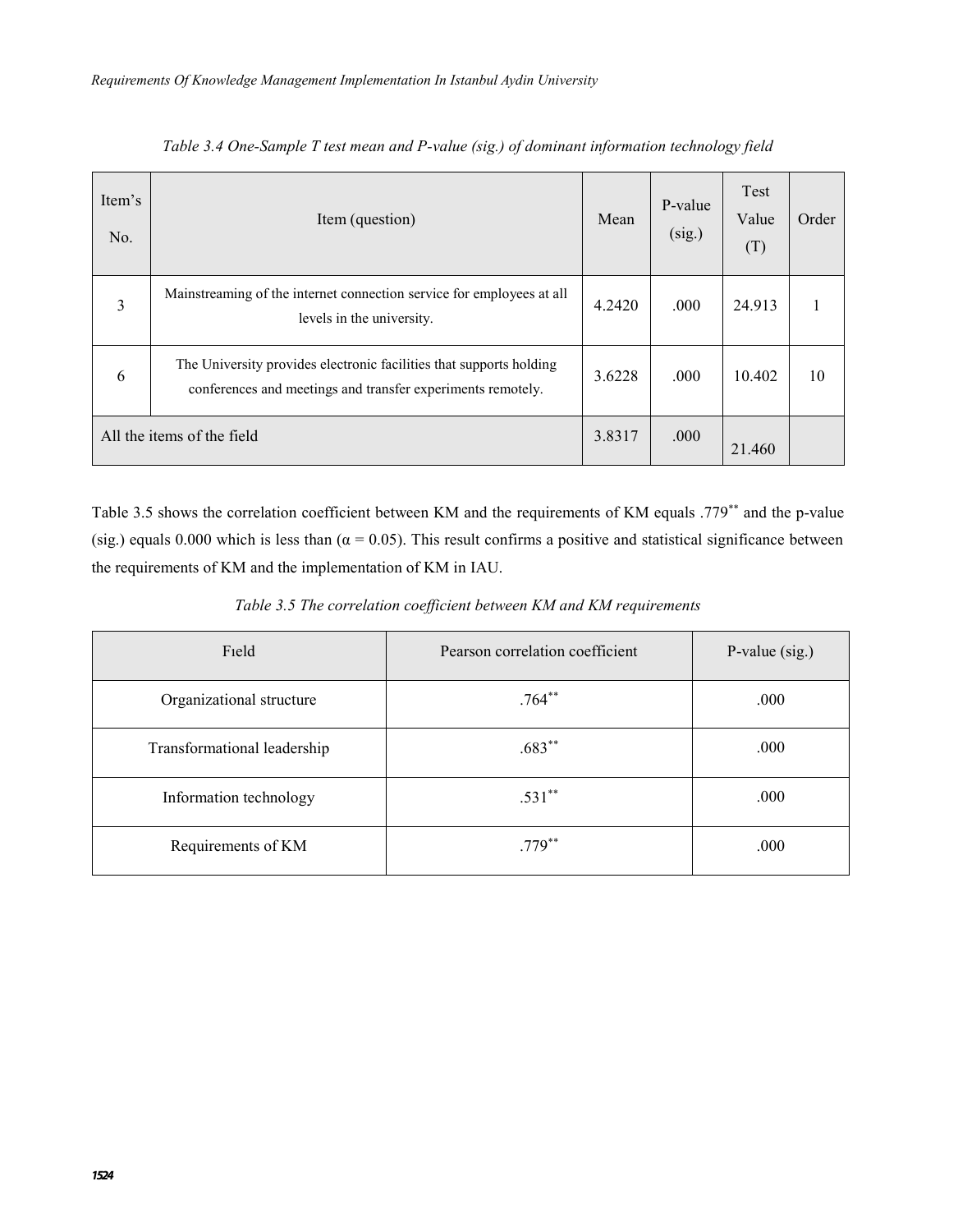*Table 3.4 One-Sample T test mean and P-value (sig.) of dominant information technology field*

| Item's No. | Item (question) | Mean | P-value (sig.) | Test Value (T) | Order |
|---|---|---|---|---|---|
| 3 | Mainstreaming of the internet connection service for employees at all levels in the university. | 4.2420 | .000 | 24.913 | 1 |
| 6 | The University provides electronic facilities that supports holding conferences and meetings and transfer experiments remotely. | 3.6228 | .000 | 10.402 | 10 |
| All the items of the field | | 3.8317 | .000 | 21.460 | |

Table 3.5 shows the correlation coefficient between KM and the requirements of KM equals .779** and the p-value (sig.) equals 0.000 which is less than (α = 0.05). This result confirms a positive and statistical significance between the requirements of KM and the implementation of KM in IAU.

*Table 3.5 The correlation coefficient between KM and KM requirements*

| Fıeld | Pearson correlation coefficient | P-value (sig.) |
|---|---|---|
| Organizational structure | .764** | .000 |
| Transformational leadership | .683** | .000 |
| Information technology | .531** | .000 |
| Requirements of KM | .779** | .000 |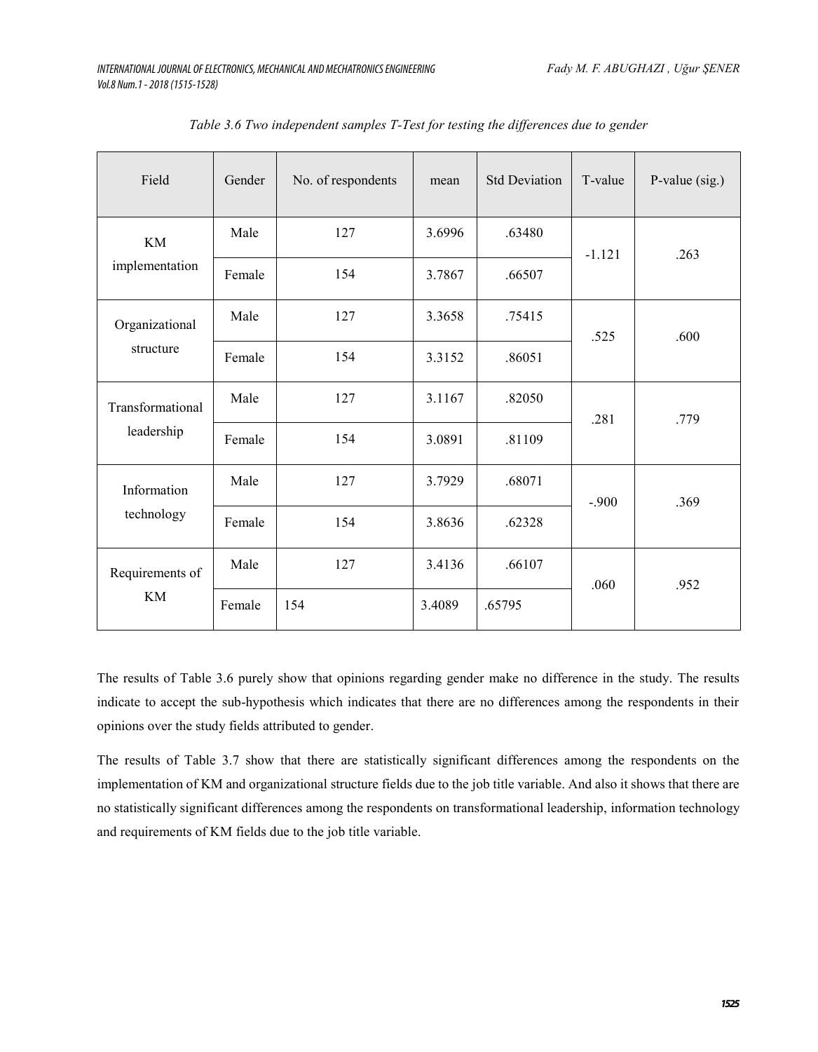*Table 3.6 Two independent samples T-Test for testing the differences due to gender*

| Field | Gender | No. of respondents | mean | Std Deviation | T-value | P-value (sig.) |
|---|---|---|---|---|---|---|
| KM implementation | Male | 127 | 3.6996 | .63480 | -1.121 | .263 |
| | Female | 154 | 3.7867 | .66507 | | |
| Organizational structure | Male | 127 | 3.3658 | .75415 | .525 | .600 |
| | Female | 154 | 3.3152 | .86051 | | |
| Transformational leadership | Male | 127 | 3.1167 | .82050 | .281 | .779 |
| | Female | 154 | 3.0891 | .81109 | | |
| Information technology | Male | 127 | 3.7929 | .68071 | -.900 | .369 |
| | Female | 154 | 3.8636 | .62328 | | |
| Requirements of KM | Male | 127 | 3.4136 | .66107 | .060 | .952 |
| | Female | 154 | 3.4089 | .65795 | | |

The results of Table 3.6 purely show that opinions regarding gender make no difference in the study. The results indicate to accept the sub-hypothesis which indicates that there are no differences among the respondents in their opinions over the study fields attributed to gender.

The results of Table 3.7 show that there are statistically significant differences among the respondents on the implementation of KM and organizational structure fields due to the job title variable. And also it shows that there are no statistically significant differences among the respondents on transformational leadership, information technology and requirements of KM fields due to the job title variable.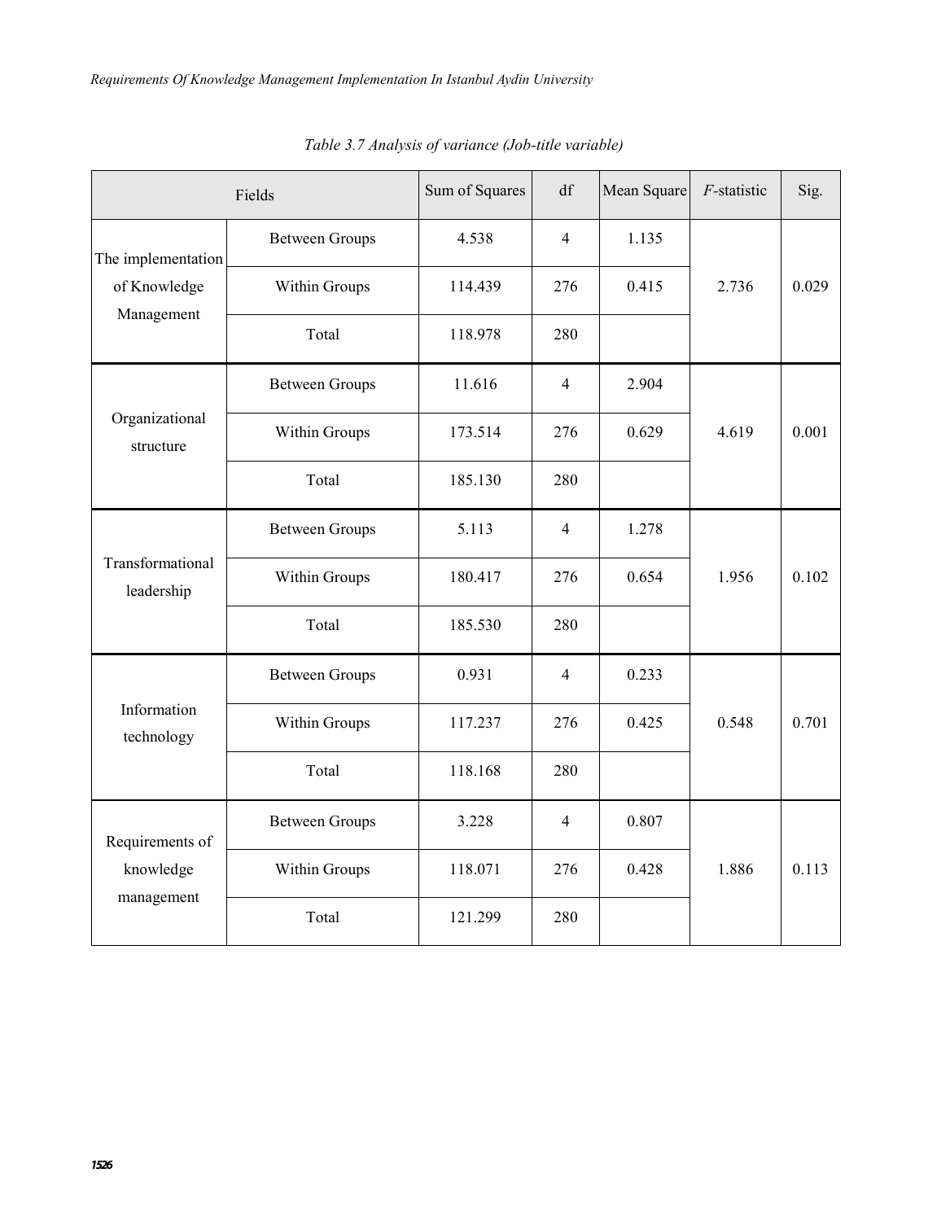*Table 3.7 Analysis of variance (Job-title variable)*

| Fields | | Sum of Squares | df | Mean Square | *F*-statistic | Sig. |
|---|---|---|---|---|---|---|
| The implementation of Knowledge Management | Between Groups | 4.538 | 4 | 1.135 | 2.736 | 0.029 |
| | Within Groups | 114.439 | 276 | 0.415 | | |
| | Total | 118.978 | 280 | | | |
| Organizational structure | Between Groups | 11.616 | 4 | 2.904 | 4.619 | 0.001 |
| | Within Groups | 173.514 | 276 | 0.629 | | |
| | Total | 185.130 | 280 | | | |
| Transformational leadership | Between Groups | 5.113 | 4 | 1.278 | 1.956 | 0.102 |
| | Within Groups | 180.417 | 276 | 0.654 | | |
| | Total | 185.530 | 280 | | | |
| Information technology | Between Groups | 0.931 | 4 | 0.233 | 0.548 | 0.701 |
| | Within Groups | 117.237 | 276 | 0.425 | | |
| | Total | 118.168 | 280 | | | |
| Requirements of knowledge management | Between Groups | 3.228 | 4 | 0.807 | 1.886 | 0.113 |
| | Within Groups | 118.071 | 276 | 0.428 | | |
| | Total | 121.299 | 280 | | | |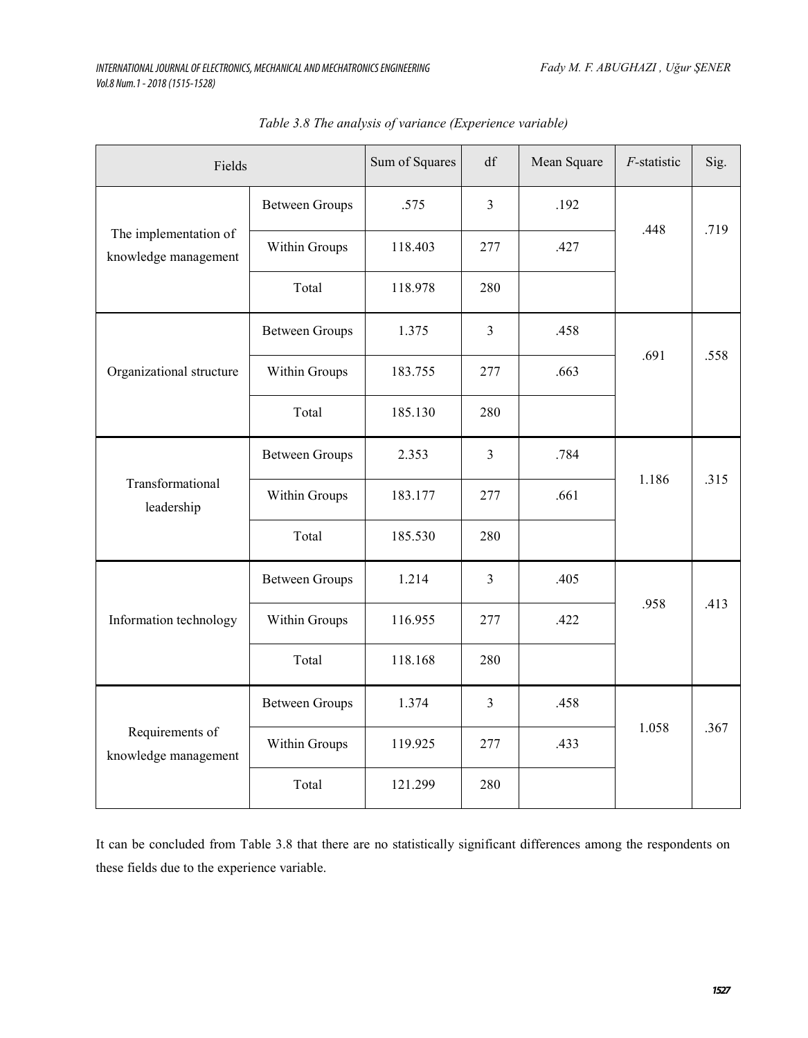*Table 3.8 The analysis of variance (Experience variable)*

| Fields | | Sum of Squares | df | Mean Square | $F$-statistic | Sig. |
|---|---|---|---|---|---|---|
| The implementation of knowledge management | Between Groups | .575 | 3 | .192 | .448 | .719 |
| | Within Groups | 118.403 | 277 | .427 | | |
| | Total | 118.978 | 280 | | | |
| Organizational structure | Between Groups | 1.375 | 3 | .458 | .691 | .558 |
| | Within Groups | 183.755 | 277 | .663 | | |
| | Total | 185.130 | 280 | | | |
| Transformational leadership | Between Groups | 2.353 | 3 | .784 | 1.186 | .315 |
| | Within Groups | 183.177 | 277 | .661 | | |
| | Total | 185.530 | 280 | | | |
| Information technology | Between Groups | 1.214 | 3 | .405 | .958 | .413 |
| | Within Groups | 116.955 | 277 | .422 | | |
| | Total | 118.168 | 280 | | | |
| Requirements of knowledge management | Between Groups | 1.374 | 3 | .458 | 1.058 | .367 |
| | Within Groups | 119.925 | 277 | .433 | | |
| | Total | 121.299 | 280 | | | |

It can be concluded from Table 3.8 that there are no statistically significant differences among the respondents on these fields due to the experience variable.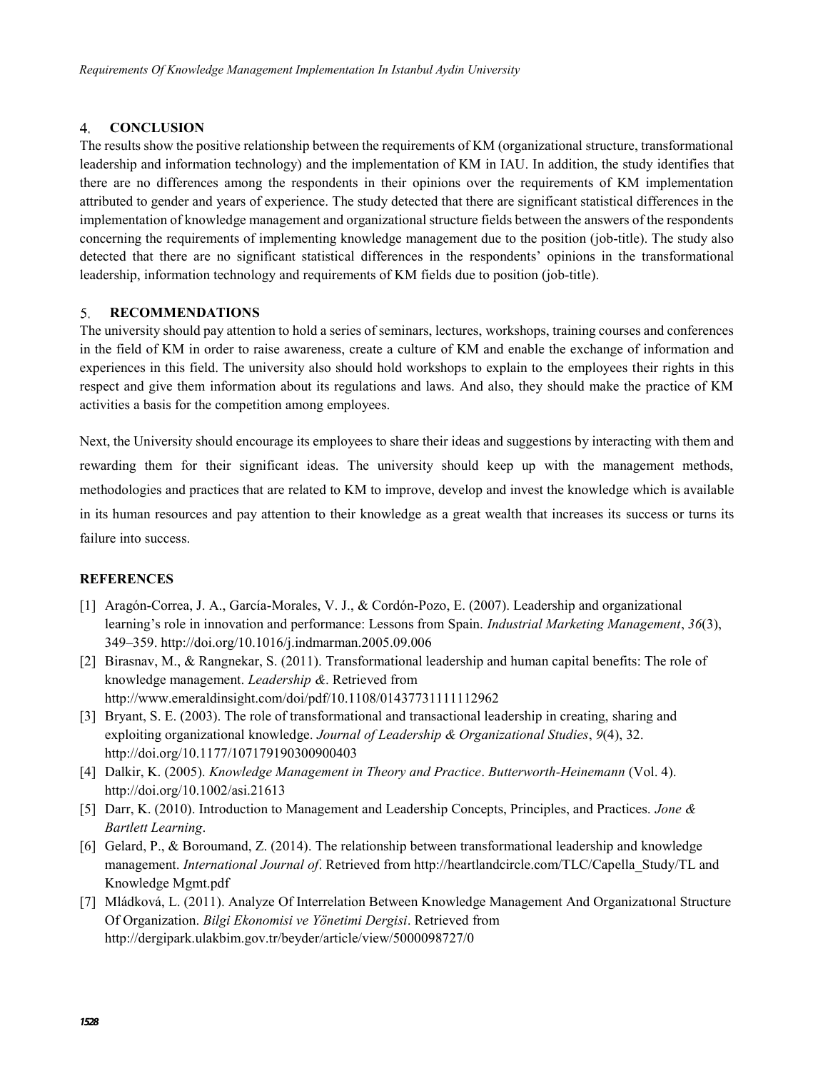## 4. CONCLUSION

The results show the positive relationship between the requirements of KM (organizational structure, transformational leadership and information technology) and the implementation of KM in IAU. In addition, the study identifies that there are no differences among the respondents in their opinions over the requirements of KM implementation attributed to gender and years of experience. The study detected that there are significant statistical differences in the implementation of knowledge management and organizational structure fields between the answers of the respondents concerning the requirements of implementing knowledge management due to the position (job-title). The study also detected that there are no significant statistical differences in the respondents' opinions in the transformational leadership, information technology and requirements of KM fields due to position (job-title).

## 5. RECOMMENDATIONS

The university should pay attention to hold a series of seminars, lectures, workshops, training courses and conferences in the field of KM in order to raise awareness, create a culture of KM and enable the exchange of information and experiences in this field. The university also should hold workshops to explain to the employees their rights in this respect and give them information about its regulations and laws. And also, they should make the practice of KM activities a basis for the competition among employees.

Next, the University should encourage its employees to share their ideas and suggestions by interacting with them and rewarding them for their significant ideas. The university should keep up with the management methods, methodologies and practices that are related to KM to improve, develop and invest the knowledge which is available in its human resources and pay attention to their knowledge as a great wealth that increases its success or turns its failure into success.

## REFERENCES

[1] Aragón-Correa, J. A., García-Morales, V. J., & Cordón-Pozo, E. (2007). Leadership and organizational learning's role in innovation and performance: Lessons from Spain. *Industrial Marketing Management*, *36*(3), 349–359. http://doi.org/10.1016/j.indmarman.2005.09.006

[2] Birasnav, M., & Rangnekar, S. (2011). Transformational leadership and human capital benefits: The role of knowledge management. *Leadership &*. Retrieved from http://www.emeraldinsight.com/doi/pdf/10.1108/01437731111112962

[3] Bryant, S. E. (2003). The role of transformational and transactional leadership in creating, sharing and exploiting organizational knowledge. *Journal of Leadership & Organizational Studies*, *9*(4), 32. http://doi.org/10.1177/107179190300900403

[4] Dalkir, K. (2005). *Knowledge Management in Theory and Practice*. *Butterworth-Heinemann* (Vol. 4). http://doi.org/10.1002/asi.21613

[5] Darr, K. (2010). Introduction to Management and Leadership Concepts, Principles, and Practices. *Jone & Bartlett Learning*.

[6] Gelard, P., & Boroumand, Z. (2014). The relationship between transformational leadership and knowledge management. *International Journal of*. Retrieved from http://heartlandcircle.com/TLC/Capella_Study/TL and Knowledge Mgmt.pdf

[7] Mládková, L. (2011). Analyze Of Interrelation Between Knowledge Management And Organizatıonal Structure Of Organization. *Bilgi Ekonomisi ve Yönetimi Dergisi*. Retrieved from http://dergipark.ulakbim.gov.tr/beyder/article/view/5000098727/0